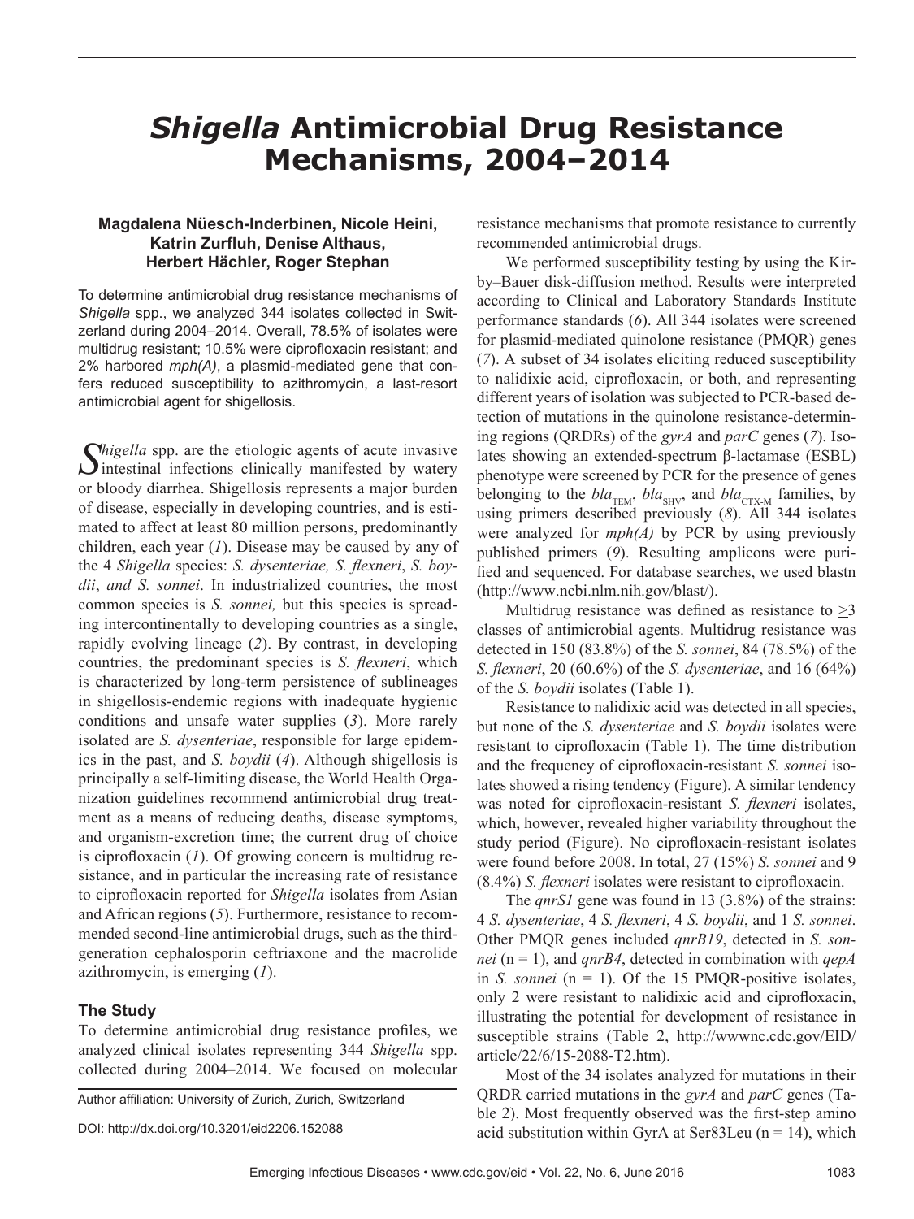# *Shigella* Antimicrobial Drug Resistance Mechanisms, 2004–2014

**Magdalena Nüesch-Inderbinen, Nicole Heini, Katrin Zurfluh, Denise Althaus, Herbert Hächler, Roger Stephan**

To determine antimicrobial drug resistance mechanisms of *Shigella* spp., we analyzed 344 isolates collected in Switzerland during 2004–2014. Overall, 78.5% of isolates were multidrug resistant; 10.5% were ciprofloxacin resistant; and 2% harbored *mph(A)*, a plasmid-mediated gene that confers reduced susceptibility to azithromycin, a last-resort antimicrobial agent for shigellosis.

*Shigella* spp. are the etiologic agents of acute invasive intestinal infections clinically manifested by watery or bloody diarrhea. Shigellosis represents a major burden of disease, especially in developing countries, and is estimated to affect at least 80 million persons, predominantly children, each year (*1*). Disease may be caused by any of the 4 *Shigella* species: *S. dysenteriae, S. flexneri*, *S. boydii*, *and S. sonnei*. In industrialized countries, the most common species is *S. sonnei,* but this species is spreading intercontinentally to developing countries as a single, rapidly evolving lineage (*2*). By contrast, in developing countries, the predominant species is *S. flexneri*, which is characterized by long-term persistence of sublineages in shigellosis-endemic regions with inadequate hygienic conditions and unsafe water supplies (*3*). More rarely isolated are *S. dysenteriae*, responsible for large epidemics in the past, and *S. boydii* (*4*). Although shigellosis is principally a self-limiting disease, the World Health Organization guidelines recommend antimicrobial drug treatment as a means of reducing deaths, disease symptoms, and organism-excretion time; the current drug of choice is ciprofloxacin (*1*). Of growing concern is multidrug resistance, and in particular the increasing rate of resistance to ciprofloxacin reported for *Shigella* isolates from Asian and African regions (*5*). Furthermore, resistance to recommended second-line antimicrobial drugs, such as the third-generation cephalosporin ceftriaxone and the macrolide azithromycin, is emerging (*1*).

## The Study

To determine antimicrobial drug resistance profiles, we analyzed clinical isolates representing 344 *Shigella* spp. collected during 2004–2014. We focused on molecular resistance mechanisms that promote resistance to currently recommended antimicrobial drugs.

We performed susceptibility testing by using the Kirby–Bauer disk-diffusion method. Results were interpreted according to Clinical and Laboratory Standards Institute performance standards (*6*). All 344 isolates were screened for plasmid-mediated quinolone resistance (PMQR) genes (*7*). A subset of 34 isolates eliciting reduced susceptibility to nalidixic acid, ciprofloxacin, or both, and representing different years of isolation was subjected to PCR-based detection of mutations in the quinolone resistance-determining regions (QRDRs) of the *gyrA* and *parC* genes (*7*). Isolates showing an extended-spectrum β-lactamase (ESBL) phenotype were screened by PCR for the presence of genes belonging to the $bla_{TEM}$, $bla_{SHV}$, and $bla_{CTX-M}$ families, by using primers described previously (*8*). All 344 isolates were analyzed for *mph(A)* by PCR by using previously published primers (*9*). Resulting amplicons were purified and sequenced. For database searches, we used blastn (http://www.ncbi.nlm.nih.gov/blast/).

Multidrug resistance was defined as resistance to $\geq$3 classes of antimicrobial agents. Multidrug resistance was detected in 150 (83.8%) of the *S. sonnei*, 84 (78.5%) of the *S. flexneri*, 20 (60.6%) of the *S. dysenteriae*, and 16 (64%) of the *S. boydii* isolates (Table 1).

Resistance to nalidixic acid was detected in all species, but none of the *S. dysenteriae* and *S. boydii* isolates were resistant to ciprofloxacin (Table 1). The time distribution and the frequency of ciprofloxacin-resistant *S. sonnei* isolates showed a rising tendency (Figure). A similar tendency was noted for ciprofloxacin-resistant *S. flexneri* isolates, which, however, revealed higher variability throughout the study period (Figure). No ciprofloxacin-resistant isolates were found before 2008. In total, 27 (15%) *S. sonnei* and 9 (8.4%) *S. flexneri* isolates were resistant to ciprofloxacin.

The *qnrS1* gene was found in 13 (3.8%) of the strains: 4 *S. dysenteriae*, 4 *S. flexneri*, 4 *S. boydii*, and 1 *S. sonnei*. Other PMQR genes included *qnrB19*, detected in *S. sonnei* (n = 1), and *qnrB4*, detected in combination with *qepA* in *S. sonnei* (n = 1). Of the 15 PMQR-positive isolates, only 2 were resistant to nalidixic acid and ciprofloxacin, illustrating the potential for development of resistance in susceptible strains (Table 2, http://wwwnc.cdc.gov/EID/article/22/6/15-2088-T2.htm).

Most of the 34 isolates analyzed for mutations in their QRDR carried mutations in the *gyrA* and *parC* genes (Table 2). Most frequently observed was the first-step amino acid substitution within GyrA at Ser83Leu (n = 14), which

Author affiliation: University of Zurich, Zurich, Switzerland

DOI: http://dx.doi.org/10.3201/eid2206.152088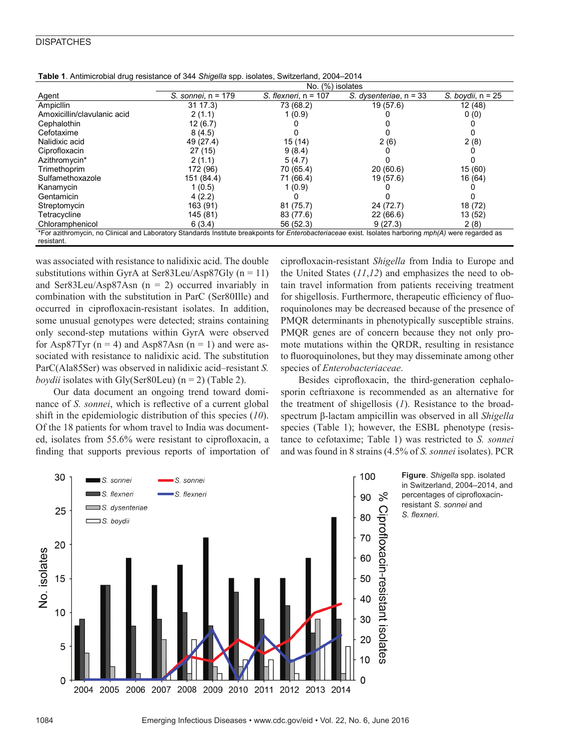**Table 1**. Antimicrobial drug resistance of 344 *Shigella* spp. isolates, Switzerland, 2004–2014

| | No. (%) isolates | | | |
|---|---|---|---|---|
| Agent | *S. sonnei*, n = 179 | *S. flexneri*, n = 107 | *S. dysenteriae*, n = 33 | *S. boydii*, n = 25 |
| Ampicllin | 31 17.3) | 73 (68.2) | 19 (57.6) | 12 (48) |
| Amoxicillin/clavulanic acid | 2 (1.1) | 1 (0.9) | 0 | 0 (0) |
| Cephalothin | 12 (6.7) | 0 | 0 | 0 |
| Cefotaxime | 8 (4.5) | 0 | 0 | 0 |
| Nalidixic acid | 49 (27.4) | 15 (14) | 2 (6) | 2 (8) |
| Ciprofloxacin | 27 (15) | 9 (8.4) | 0 | 0 |
| Azithromycin* | 2 (1.1) | 5 (4.7) | 0 | 0 |
| Trimethoprim | 172 (96) | 70 (65.4) | 20 (60.6) | 15 (60) |
| Sulfamethoxazole | 151 (84.4) | 71 (66.4) | 19 (57.6) | 16 (64) |
| Kanamycin | 1 (0.5) | 1 (0.9) | 0 | 0 |
| Gentamicin | 4 (2.2) | 0 | 0 | 0 |
| Streptomycin | 163 (91) | 81 (75.7) | 24 (72.7) | 18 (72) |
| Tetracycline | 145 (81) | 83 (77.6) | 22 (66.6) | 13 (52) |
| Chloramphenicol | 6 (3.4) | 56 (52.3) | 9 (27.3) | 2 (8) |

*For azithromycin, no Clinical and Laboratory Standards Institute breakpoints for *Enterobacteriaceae* exist. Isolates harboring *mph(A)* were regarded as resistant.

was associated with resistance to nalidixic acid. The double substitutions within GyrA at Ser83Leu/Asp87Gly (n = 11) and Ser83Leu/Asp87Asn (n = 2) occurred invariably in combination with the substitution in ParC (Ser80Ille) and occurred in ciprofloxacin-resistant isolates. In addition, some unusual genotypes were detected; strains containing only second-step mutations within GyrA were observed for Asp87Tyr (n = 4) and Asp87Asn (n = 1) and were associated with resistance to nalidixic acid. The substitution ParC(Ala85Ser) was observed in nalidixic acid–resistant *S. boydii* isolates with Gly(Ser80Leu) (n = 2) (Table 2).

Our data document an ongoing trend toward dominance of *S. sonnei*, which is reflective of a current global shift in the epidemiologic distribution of this species (*10*). Of the 18 patients for whom travel to India was documented, isolates from 55.6% were resistant to ciprofloxacin, a finding that supports previous reports of importation of ciprofloxacin-resistant *Shigella* from India to Europe and the United States (*11*,*12*) and emphasizes the need to obtain travel information from patients receiving treatment for shigellosis. Furthermore, therapeutic efficiency of fluoroquinolones may be decreased because of the presence of PMQR determinants in phenotypically susceptible strains. PMQR genes are of concern because they not only promote mutations within the QRDR, resulting in resistance to fluoroquinolones, but they may disseminate among other species of *Enterobacteriaceae*.

Besides ciprofloxacin, the third-generation cephalosporin ceftriaxone is recommended as an alternative for the treatment of shigellosis (*1*). Resistance to the broad-spectrum β-lactam ampicillin was observed in all *Shigella* species (Table 1); however, the ESBL phenotype (resistance to cefotaxime; Table 1) was restricted to *S. sonnei* and was found in 8 strains (4.5% of *S. sonnei* isolates). PCR

S. sonnei
S. flexneri
S. dysenteriae
S. boydii
S. sonnei
S. flexneri
No. isolates
% Ciprofloxacin-resistant isolates
0
5
10
15
20
25
30
0
10
20
30
40
50
60
70
80
90
100
2004 2005 2006 2007 2008 2009 2010 2011 2012 2013 2014

**Figure**. *Shigella* spp. isolated in Switzerland, 2004–2014, and percentages of ciprofloxacin-resistant *S. sonnei* and *S. flexneri*.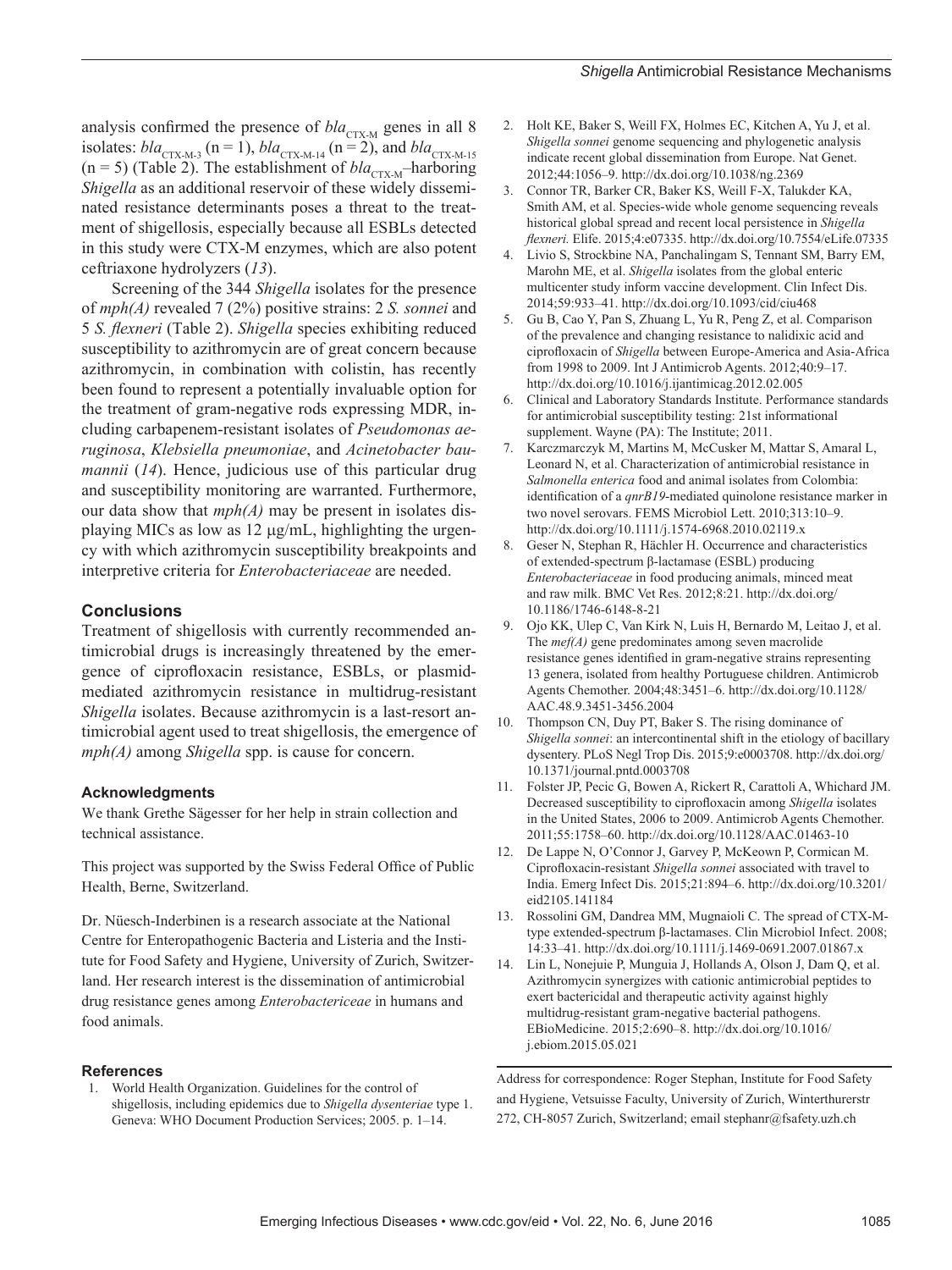analysis confirmed the presence of $bla_{CTX-M}$ genes in all 8 isolates: $bla_{CTX-M-3}$ (n = 1), $bla_{CTX-M-14}$ (n = 2), and $bla_{CTX-M-15}$ (n = 5) (Table 2). The establishment of $bla_{CTX-M}$–harboring *Shigella* as an additional reservoir of these widely disseminated resistance determinants poses a threat to the treatment of shigellosis, especially because all ESBLs detected in this study were CTX-M enzymes, which are also potent ceftriaxone hydrolyzers (*13*).

Screening of the 344 *Shigella* isolates for the presence of *mph(A)* revealed 7 (2%) positive strains: 2 *S. sonnei* and 5 *S. flexneri* (Table 2). *Shigella* species exhibiting reduced susceptibility to azithromycin are of great concern because azithromycin, in combination with colistin, has recently been found to represent a potentially invaluable option for the treatment of gram-negative rods expressing MDR, including carbapenem-resistant isolates of *Pseudomonas aeruginosa*, *Klebsiella pneumoniae*, and *Acinetobacter baumannii* (*14*). Hence, judicious use of this particular drug and susceptibility monitoring are warranted. Furthermore, our data show that *mph(A)* may be present in isolates displaying MICs as low as 12 μg/mL, highlighting the urgency with which azithromycin susceptibility breakpoints and interpretive criteria for *Enterobacteriaceae* are needed.

## Conclusions

Treatment of shigellosis with currently recommended antimicrobial drugs is increasingly threatened by the emergence of ciprofloxacin resistance, ESBLs, or plasmid-mediated azithromycin resistance in multidrug-resistant *Shigella* isolates. Because azithromycin is a last-resort antimicrobial agent used to treat shigellosis, the emergence of *mph(A)* among *Shigella* spp. is cause for concern.

### Acknowledgments

We thank Grethe Sägesser for her help in strain collection and technical assistance.

This project was supported by the Swiss Federal Office of Public Health, Berne, Switzerland.

Dr. Nüesch-Inderbinen is a research associate at the National Centre for Enteropathogenic Bacteria and Listeria and the Institute for Food Safety and Hygiene, University of Zurich, Switzerland. Her research interest is the dissemination of antimicrobial drug resistance genes among *Enterobactericeae* in humans and food animals.

### References

1. World Health Organization. Guidelines for the control of shigellosis, including epidemics due to *Shigella dysenteriae* type 1. Geneva: WHO Document Production Services; 2005. p. 1–14.
2. Holt KE, Baker S, Weill FX, Holmes EC, Kitchen A, Yu J, et al. *Shigella sonnei* genome sequencing and phylogenetic analysis indicate recent global dissemination from Europe. Nat Genet. 2012;44:1056–9. http://dx.doi.org/10.1038/ng.2369
3. Connor TR, Barker CR, Baker KS, Weill F-X, Talukder KA, Smith AM, et al. Species-wide whole genome sequencing reveals historical global spread and recent local persistence in *Shigella flexneri.* Elife. 2015;4:e07335. http://dx.doi.org/10.7554/eLife.07335
4. Livio S, Strockbine NA, Panchalingam S, Tennant SM, Barry EM, Marohn ME, et al. *Shigella* isolates from the global enteric multicenter study inform vaccine development. Clin Infect Dis. 2014;59:933–41. http://dx.doi.org/10.1093/cid/ciu468
5. Gu B, Cao Y, Pan S, Zhuang L, Yu R, Peng Z, et al. Comparison of the prevalence and changing resistance to nalidixic acid and ciprofloxacin of *Shigella* between Europe-America and Asia-Africa from 1998 to 2009. Int J Antimicrob Agents. 2012;40:9–17. http://dx.doi.org/10.1016/j.ijantimicag.2012.02.005
6. Clinical and Laboratory Standards Institute. Performance standards for antimicrobial susceptibility testing: 21st informational supplement. Wayne (PA): The Institute; 2011.
7. Karczmarczyk M, Martins M, McCusker M, Mattar S, Amaral L, Leonard N, et al. Characterization of antimicrobial resistance in *Salmonella enterica* food and animal isolates from Colombia: identification of a *qnrB19*-mediated quinolone resistance marker in two novel serovars. FEMS Microbiol Lett. 2010;313:10–9. http://dx.doi.org/10.1111/j.1574-6968.2010.02119.x
8. Geser N, Stephan R, Hächler H. Occurrence and characteristics of extended-spectrum β-lactamase (ESBL) producing *Enterobacteriaceae* in food producing animals, minced meat and raw milk. BMC Vet Res. 2012;8:21. http://dx.doi.org/10.1186/1746-6148-8-21
9. Ojo KK, Ulep C, Van Kirk N, Luis H, Bernardo M, Leitao J, et al. The *mef(A)* gene predominates among seven macrolide resistance genes identified in gram-negative strains representing 13 genera, isolated from healthy Portuguese children. Antimicrob Agents Chemother. 2004;48:3451–6. http://dx.doi.org/10.1128/AAC.48.9.3451-3456.2004
10. Thompson CN, Duy PT, Baker S. The rising dominance of *Shigella sonnei*: an intercontinental shift in the etiology of bacillary dysentery. PLoS Negl Trop Dis. 2015;9:e0003708. http://dx.doi.org/10.1371/journal.pntd.0003708
11. Folster JP, Pecic G, Bowen A, Rickert R, Carattoli A, Whichard JM. Decreased susceptibility to ciprofloxacin among *Shigella* isolates in the United States, 2006 to 2009. Antimicrob Agents Chemother. 2011;55:1758–60. http://dx.doi.org/10.1128/AAC.01463-10
12. De Lappe N, O'Connor J, Garvey P, McKeown P, Cormican M. Ciprofloxacin-resistant *Shigella sonnei* associated with travel to India. Emerg Infect Dis. 2015;21:894–6. http://dx.doi.org/10.3201/eid2105.141184
13. Rossolini GM, Dandrea MM, Mugnaioli C. The spread of CTX-M-type extended-spectrum β-lactamases. Clin Microbiol Infect. 2008; 14:33–41. http://dx.doi.org/10.1111/j.1469-0691.2007.01867.x
14. Lin L, Nonejuie P, Munguia J, Hollands A, Olson J, Dam Q, et al. Azithromycin synergizes with cationic antimicrobial peptides to exert bactericidal and therapeutic activity against highly multidrug-resistant gram-negative bacterial pathogens. EBioMedicine. 2015;2:690–8. http://dx.doi.org/10.1016/j.ebiom.2015.05.021

Address for correspondence: Roger Stephan, Institute for Food Safety and Hygiene, Vetsuisse Faculty, University of Zurich, Winterthurerstr 272, CH-8057 Zurich, Switzerland; email stephanr@fsafety.uzh.ch